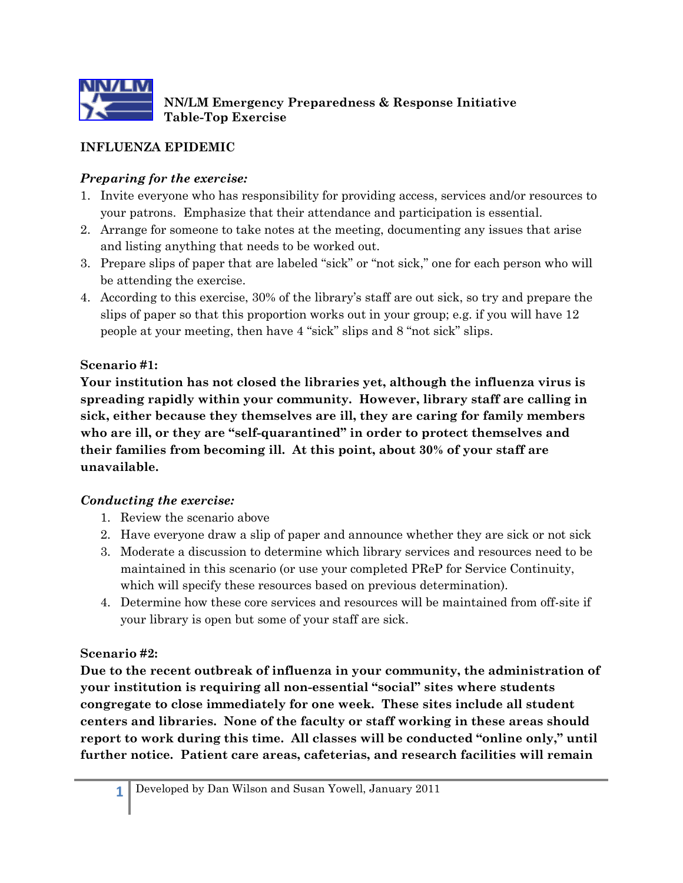**NN/LM Emergency Preparedness & Response Initiative**
**Table-Top Exercise**

## INFLUENZA EPIDEMIC

### *Preparing for the exercise:*

1. Invite everyone who has responsibility for providing access, services and/or resources to your patrons. Emphasize that their attendance and participation is essential.
2. Arrange for someone to take notes at the meeting, documenting any issues that arise and listing anything that needs to be worked out.
3. Prepare slips of paper that are labeled "sick" or "not sick," one for each person who will be attending the exercise.
4. According to this exercise, 30% of the library's staff are out sick, so try and prepare the slips of paper so that this proportion works out in your group; e.g. if you will have 12 people at your meeting, then have 4 "sick" slips and 8 "not sick" slips.

### Scenario #1:

**Your institution has not closed the libraries yet, although the influenza virus is spreading rapidly within your community. However, library staff are calling in sick, either because they themselves are ill, they are caring for family members who are ill, or they are "self-quarantined" in order to protect themselves and their families from becoming ill. At this point, about 30% of your staff are unavailable.**

### *Conducting the exercise:*

1. Review the scenario above
2. Have everyone draw a slip of paper and announce whether they are sick or not sick
3. Moderate a discussion to determine which library services and resources need to be maintained in this scenario (or use your completed PReP for Service Continuity, which will specify these resources based on previous determination).
4. Determine how these core services and resources will be maintained from off-site if your library is open but some of your staff are sick.

### Scenario #2:

**Due to the recent outbreak of influenza in your community, the administration of your institution is requiring all non-essential "social" sites where students congregate to close immediately for one week. These sites include all student centers and libraries. None of the faculty or staff working in these areas should report to work during this time. All classes will be conducted "online only," until further notice. Patient care areas, cafeterias, and research facilities will remain**

Developed by Dan Wilson and Susan Yowell, January 2011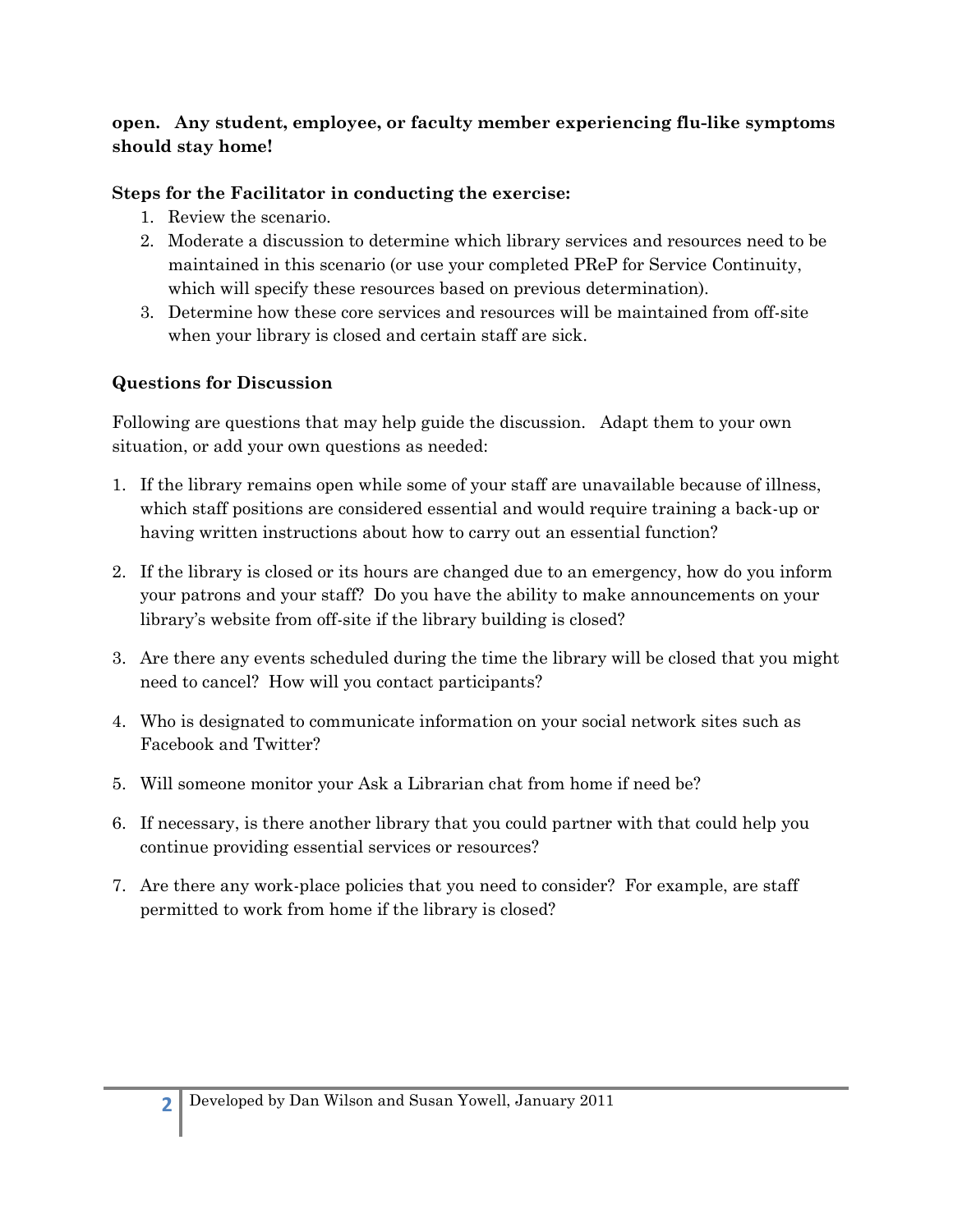**open. Any student, employee, or faculty member experiencing flu-like symptoms should stay home!**

**Steps for the Facilitator in conducting the exercise:**

1. Review the scenario.
2. Moderate a discussion to determine which library services and resources need to be maintained in this scenario (or use your completed PReP for Service Continuity, which will specify these resources based on previous determination).
3. Determine how these core services and resources will be maintained from off-site when your library is closed and certain staff are sick.

**Questions for Discussion**

Following are questions that may help guide the discussion. Adapt them to your own situation, or add your own questions as needed:

1. If the library remains open while some of your staff are unavailable because of illness, which staff positions are considered essential and would require training a back-up or having written instructions about how to carry out an essential function?

2. If the library is closed or its hours are changed due to an emergency, how do you inform your patrons and your staff? Do you have the ability to make announcements on your library's website from off-site if the library building is closed?

3. Are there any events scheduled during the time the library will be closed that you might need to cancel? How will you contact participants?

4. Who is designated to communicate information on your social network sites such as Facebook and Twitter?

5. Will someone monitor your Ask a Librarian chat from home if need be?

6. If necessary, is there another library that you could partner with that could help you continue providing essential services or resources?

7. Are there any work-place policies that you need to consider? For example, are staff permitted to work from home if the library is closed?

Developed by Dan Wilson and Susan Yowell, January 2011